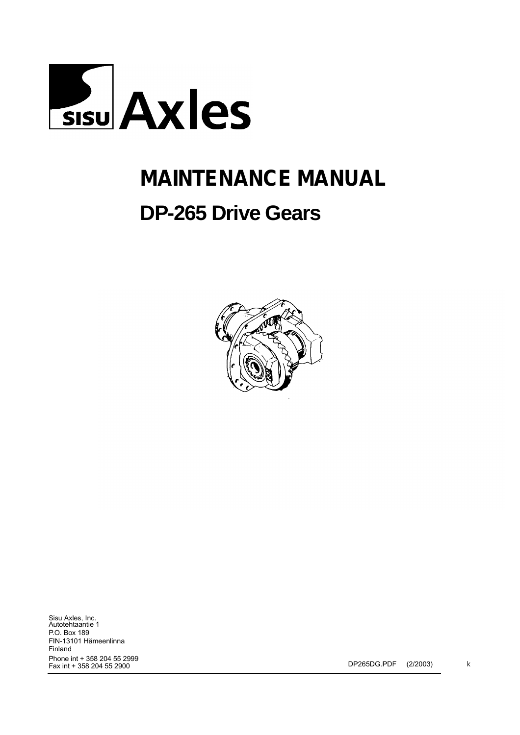# SISU Axles

# MAINTENANCE MANUAL

## DP-265 Drive Gears

Sisu Axles, Inc.
Autotehtaantie 1
P.O. Box 189
FIN-13101 Hämeenlinna
Finland
Phone int + 358 204 55 2999
Fax int + 358 204 55 2900

DP265DG.PDF (2/2003) k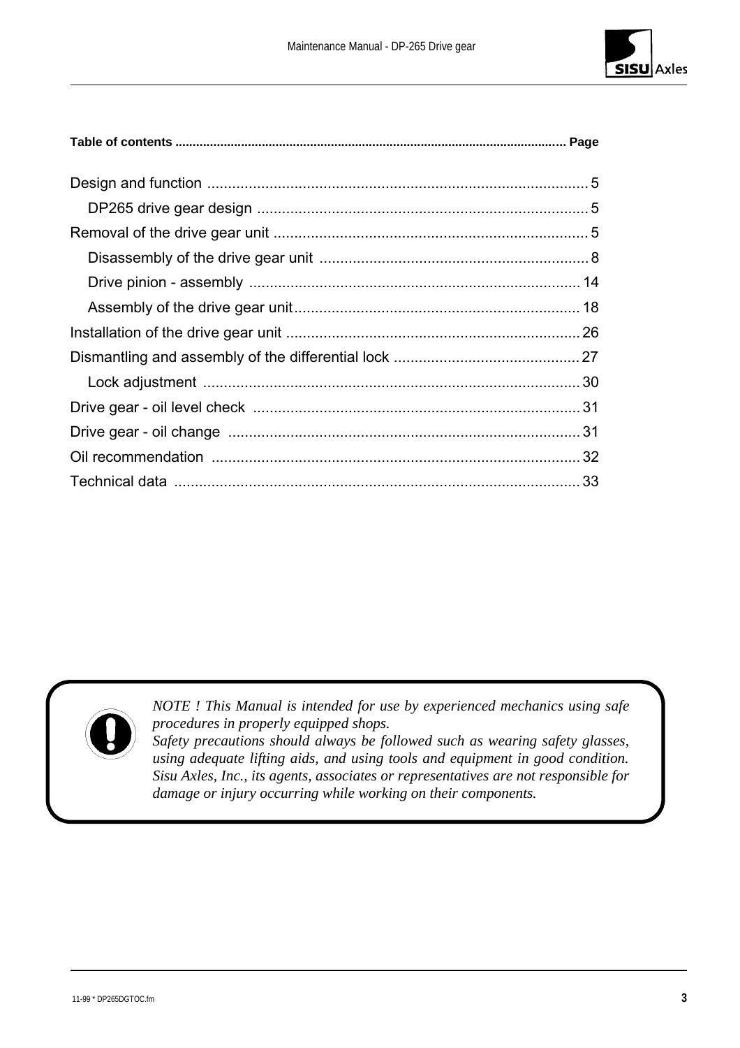**Table of contents ................................................................................................................ Page**

| | |
|---|---|
| Design and function | 5 |
| DP265 drive gear design | 5 |
| Removal of the drive gear unit | 5 |
| Disassembly of the drive gear unit | 8 |
| Drive pinion - assembly | 14 |
| Assembly of the drive gear unit | 18 |
| Installation of the drive gear unit | 26 |
| Dismantling and assembly of the differential lock | 27 |
| Lock adjustment | 30 |
| Drive gear - oil level check | 31 |
| Drive gear - oil change | 31 |
| Oil recommendation | 32 |
| Technical data | 33 |

*NOTE ! This Manual is intended for use by experienced mechanics using safe procedures in properly equipped shops.*
*Safety precautions should always be followed such as wearing safety glasses, using adequate lifting aids, and using tools and equipment in good condition. Sisu Axles, Inc., its agents, associates or representatives are not responsible for damage or injury occurring while working on their components.*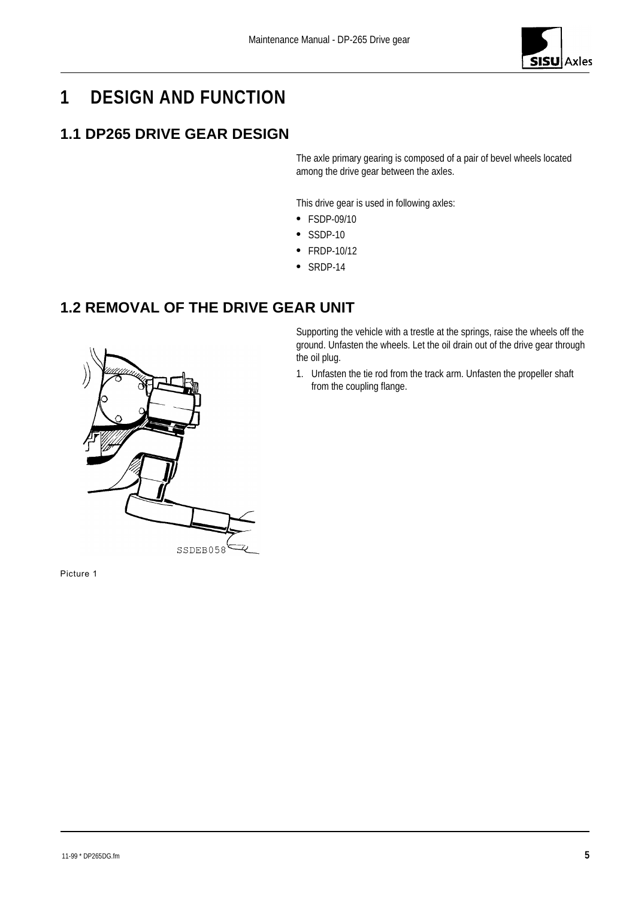# 1 DESIGN AND FUNCTION

## 1.1 DP265 DRIVE GEAR DESIGN

The axle primary gearing is composed of a pair of bevel wheels located among the drive gear between the axles.

This drive gear is used in following axles:

- FSDP-09/10
- SSDP-10
- FRDP-10/12
- SRDP-14

## 1.2 REMOVAL OF THE DRIVE GEAR UNIT

Supporting the vehicle with a trestle at the springs, raise the wheels off the ground. Unfasten the wheels. Let the oil drain out of the drive gear through the oil plug.

1. Unfasten the tie rod from the track arm. Unfasten the propeller shaft from the coupling flange.

SSDEB058

Picture 1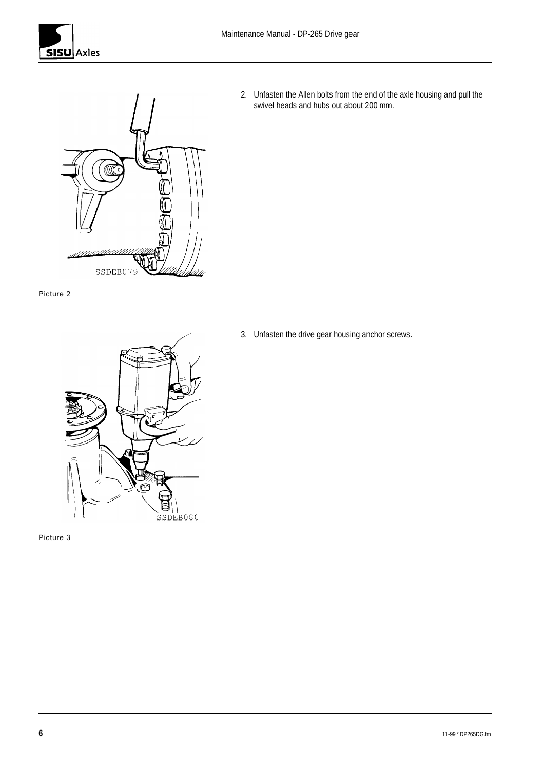Picture 2

2. Unfasten the Allen bolts from the end of the axle housing and pull the swivel heads and hubs out about 200 mm.

Picture 3

3. Unfasten the drive gear housing anchor screws.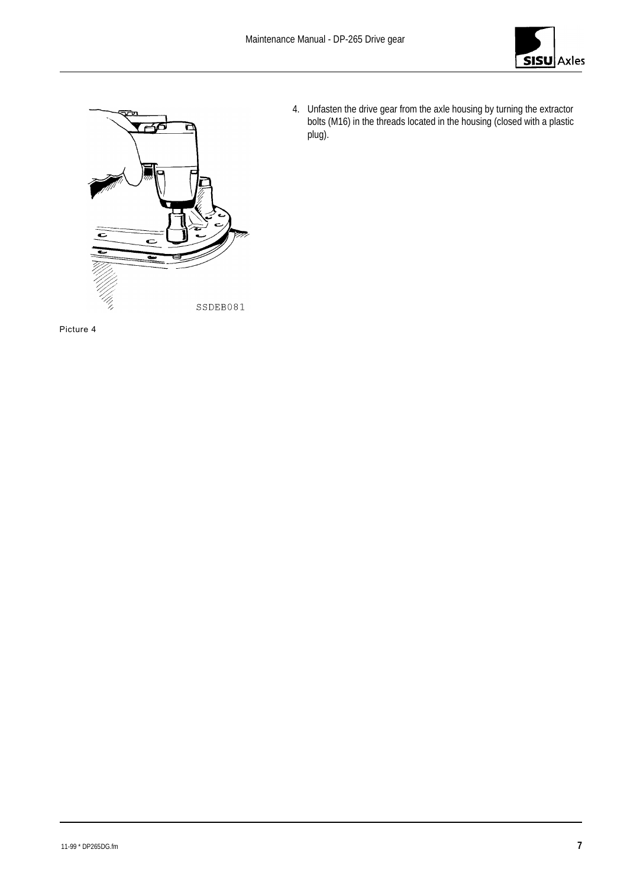Picture 4

4. Unfasten the drive gear from the axle housing by turning the extractor bolts (M16) in the threads located in the housing (closed with a plastic plug).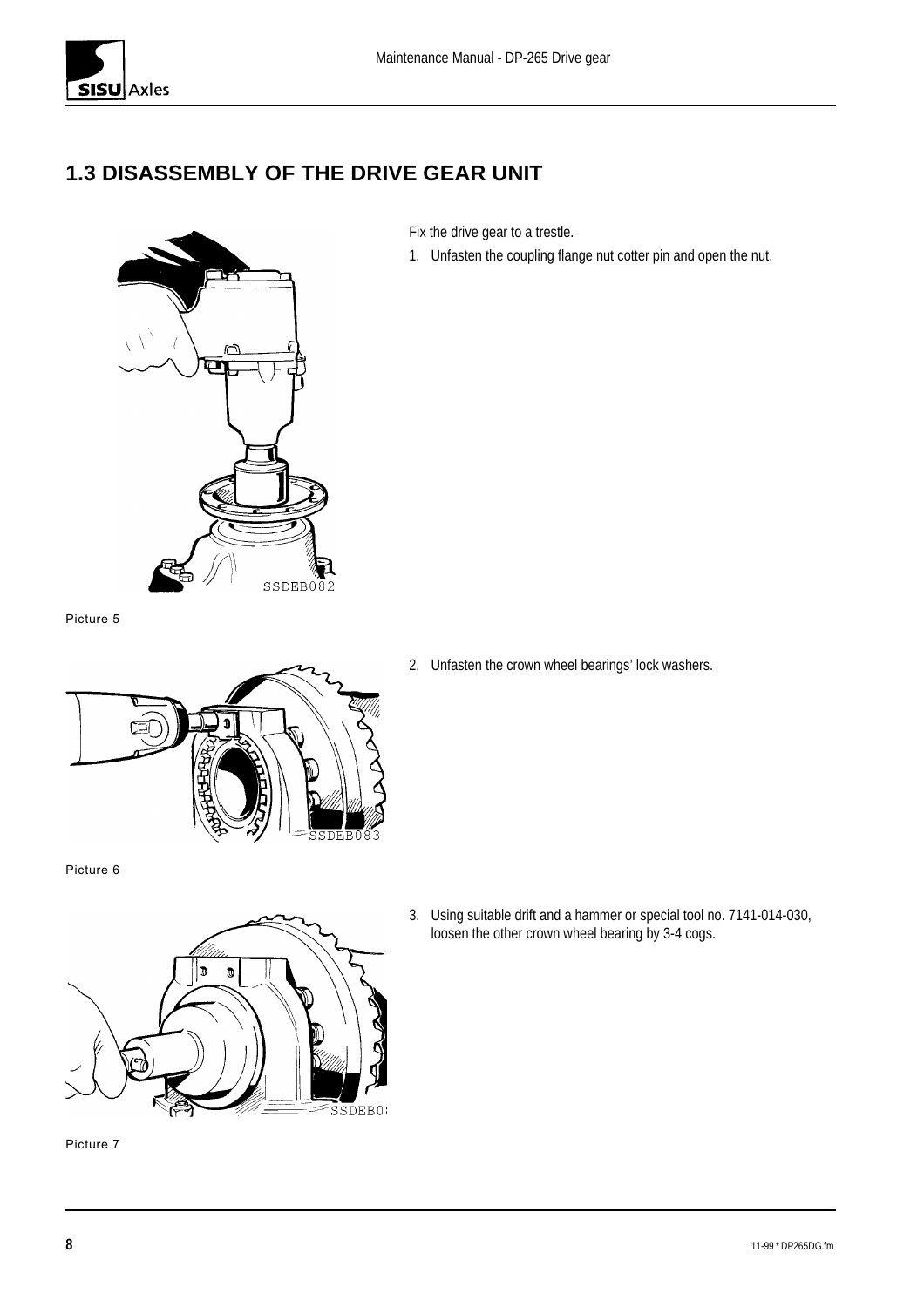## 1.3 DISASSEMBLY OF THE DRIVE GEAR UNIT

Fix the drive gear to a trestle.

1. Unfasten the coupling flange nut cotter pin and open the nut.

Picture 5

2. Unfasten the crown wheel bearings' lock washers.

Picture 6

3. Using suitable drift and a hammer or special tool no. 7141-014-030, loosen the other crown wheel bearing by 3-4 cogs.

Picture 7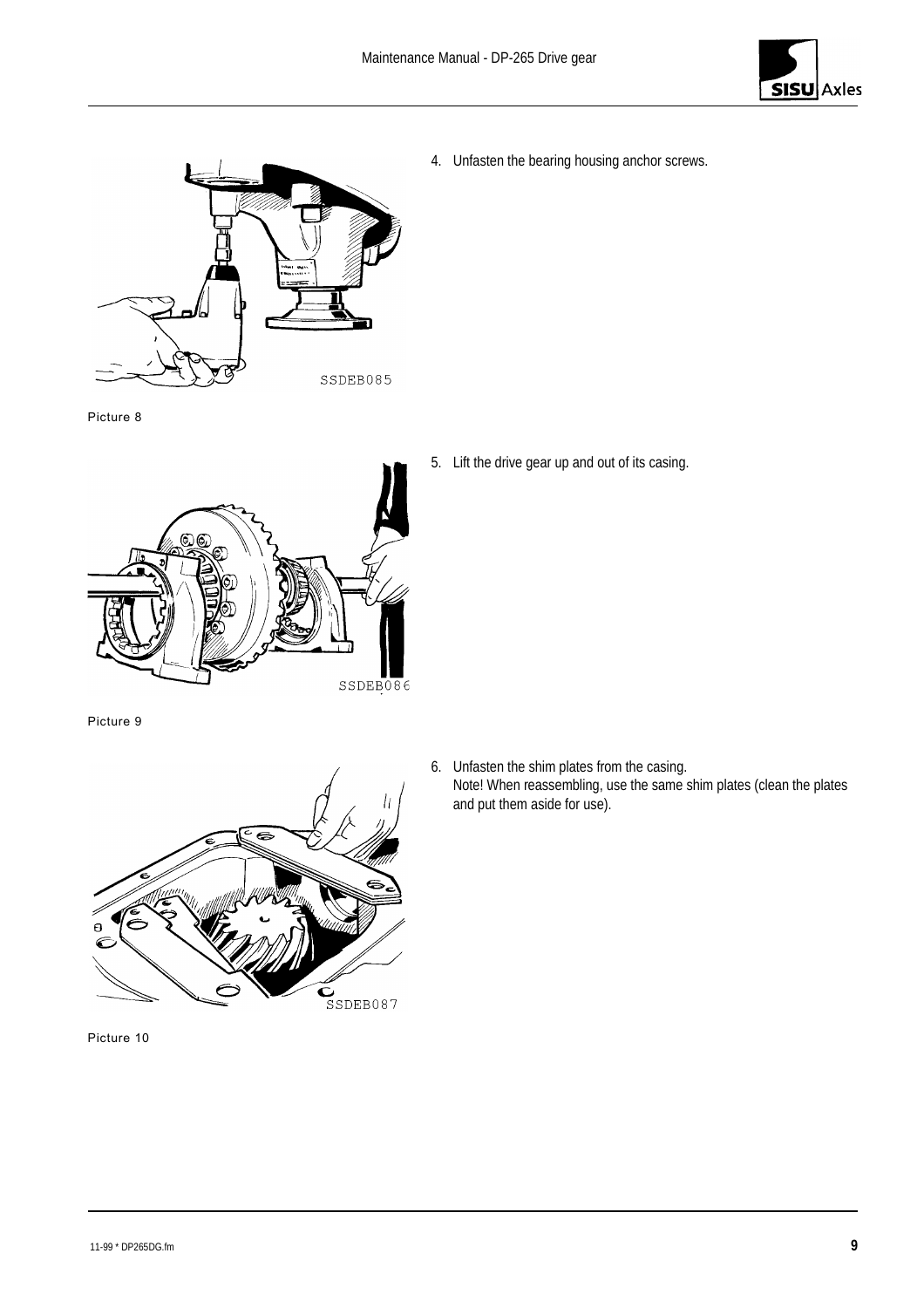Picture 8

4. Unfasten the bearing housing anchor screws.

Picture 9

5. Lift the drive gear up and out of its casing.

Picture 10

6. Unfasten the shim plates from the casing.
   Note! When reassembling, use the same shim plates (clean the plates and put them aside for use).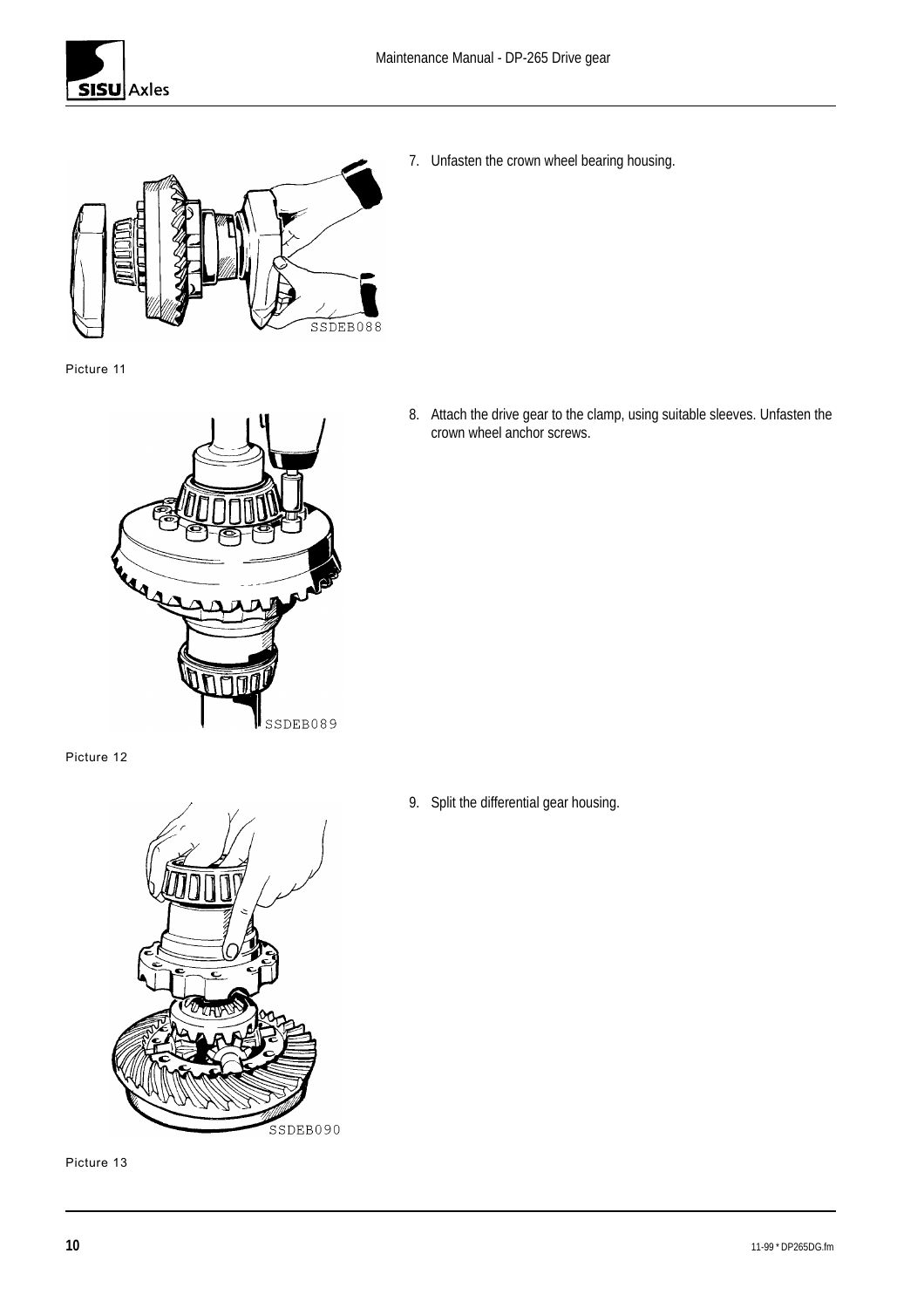Picture 11

7. Unfasten the crown wheel bearing housing.

Picture 12

8. Attach the drive gear to the clamp, using suitable sleeves. Unfasten the crown wheel anchor screws.

Picture 13

9. Split the differential gear housing.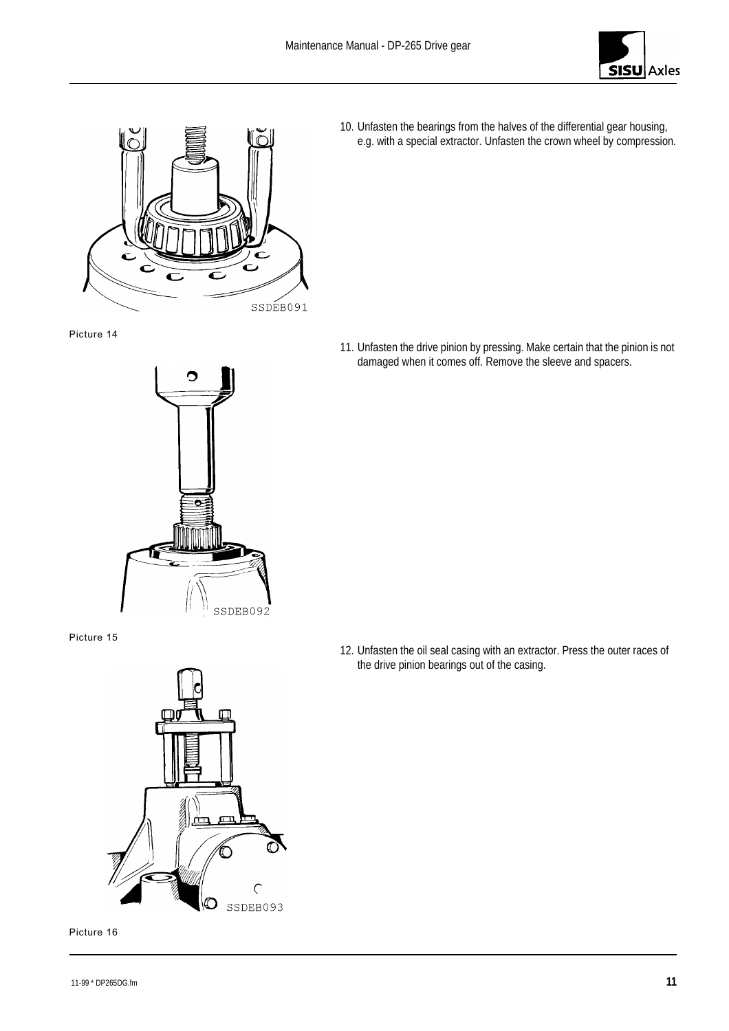Picture 14

10. Unfasten the bearings from the halves of the differential gear housing, e.g. with a special extractor. Unfasten the crown wheel by compression.

Picture 15

11. Unfasten the drive pinion by pressing. Make certain that the pinion is not damaged when it comes off. Remove the sleeve and spacers.

Picture 16

12. Unfasten the oil seal casing with an extractor. Press the outer races of the drive pinion bearings out of the casing.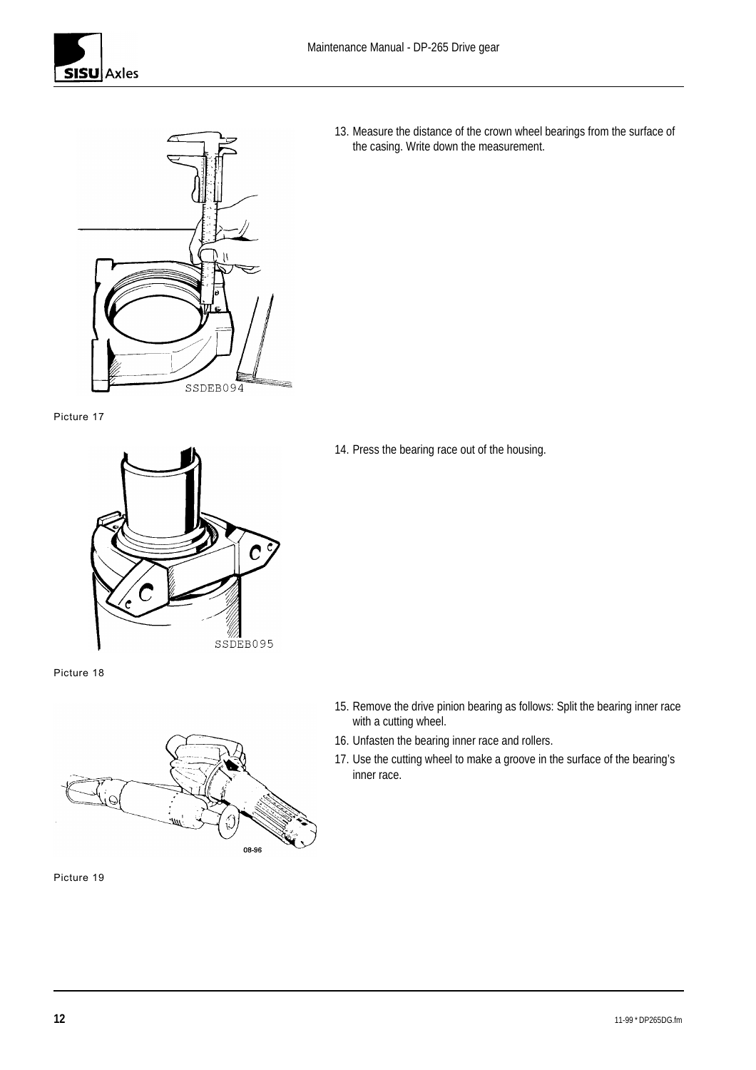Picture 17

13. Measure the distance of the crown wheel bearings from the surface of the casing. Write down the measurement.

Picture 18

14. Press the bearing race out of the housing.

Picture 19

15. Remove the drive pinion bearing as follows: Split the bearing inner race with a cutting wheel.
16. Unfasten the bearing inner race and rollers.
17. Use the cutting wheel to make a groove in the surface of the bearing's inner race.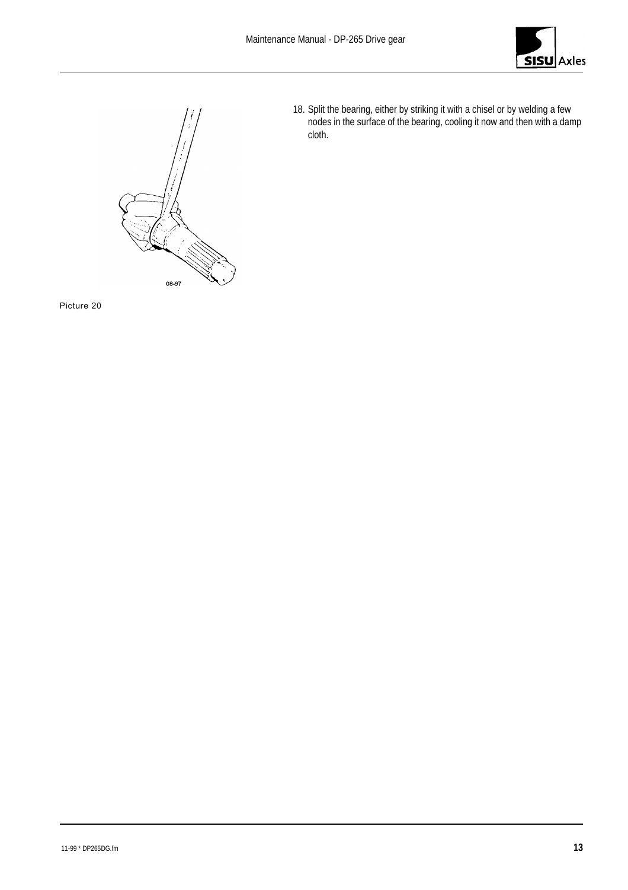Picture 20

18. Split the bearing, either by striking it with a chisel or by welding a few nodes in the surface of the bearing, cooling it now and then with a damp cloth.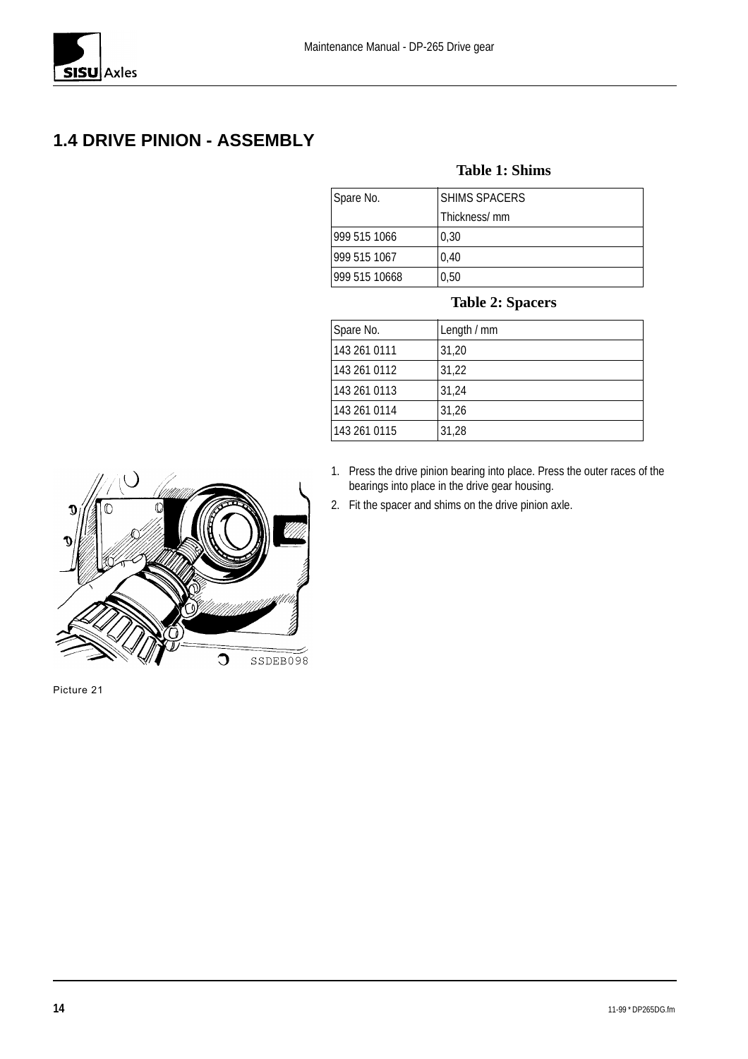## 1.4 DRIVE PINION - ASSEMBLY

**Table 1: Shims**

| Spare No. | SHIMS SPACERS Thickness/ mm |
|---|---|
| 999 515 1066 | 0,30 |
| 999 515 1067 | 0,40 |
| 999 515 10668 | 0,50 |

**Table 2: Spacers**

| Spare No. | Length / mm |
|---|---|
| 143 261 0111 | 31,20 |
| 143 261 0112 | 31,22 |
| 143 261 0113 | 31,24 |
| 143 261 0114 | 31,26 |
| 143 261 0115 | 31,28 |

1. Press the drive pinion bearing into place. Press the outer races of the bearings into place in the drive gear housing.
2. Fit the spacer and shims on the drive pinion axle.

Picture 21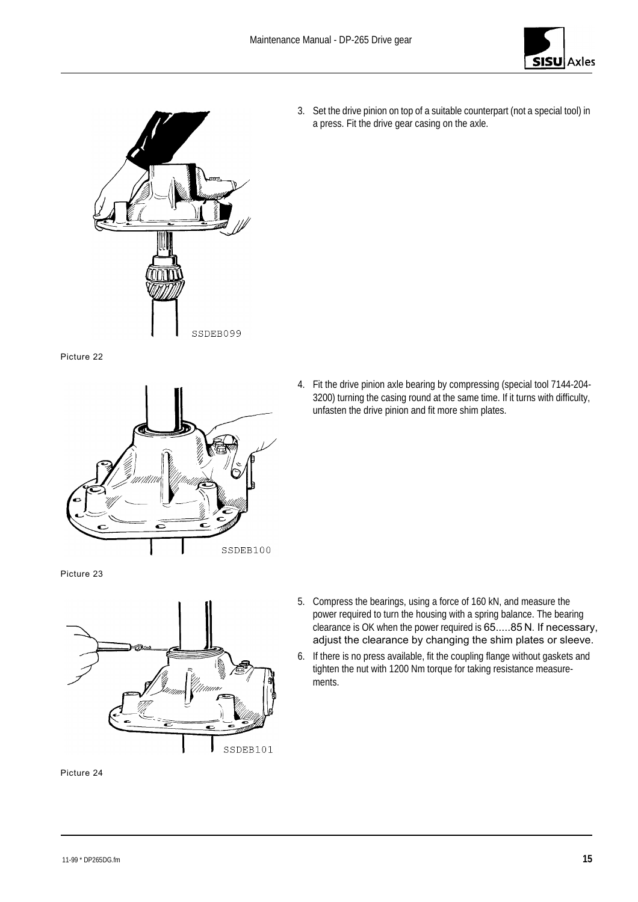3. Set the drive pinion on top of a suitable counterpart (not a special tool) in a press. Fit the drive gear casing on the axle.

SSDEB099

Picture 22

4. Fit the drive pinion axle bearing by compressing (special tool 7144-204-3200) turning the casing round at the same time. If it turns with difficulty, unfasten the drive pinion and fit more shim plates.

SSDEB100

Picture 23

5. Compress the bearings, using a force of 160 kN, and measure the power required to turn the housing with a spring balance. The bearing clearance is OK when the power required is 65.....85 N. If necessary, adjust the clearance by changing the shim plates or sleeve.
6. If there is no press available, fit the coupling flange without gaskets and tighten the nut with 1200 Nm torque for taking resistance measurements.

SSDEB101

Picture 24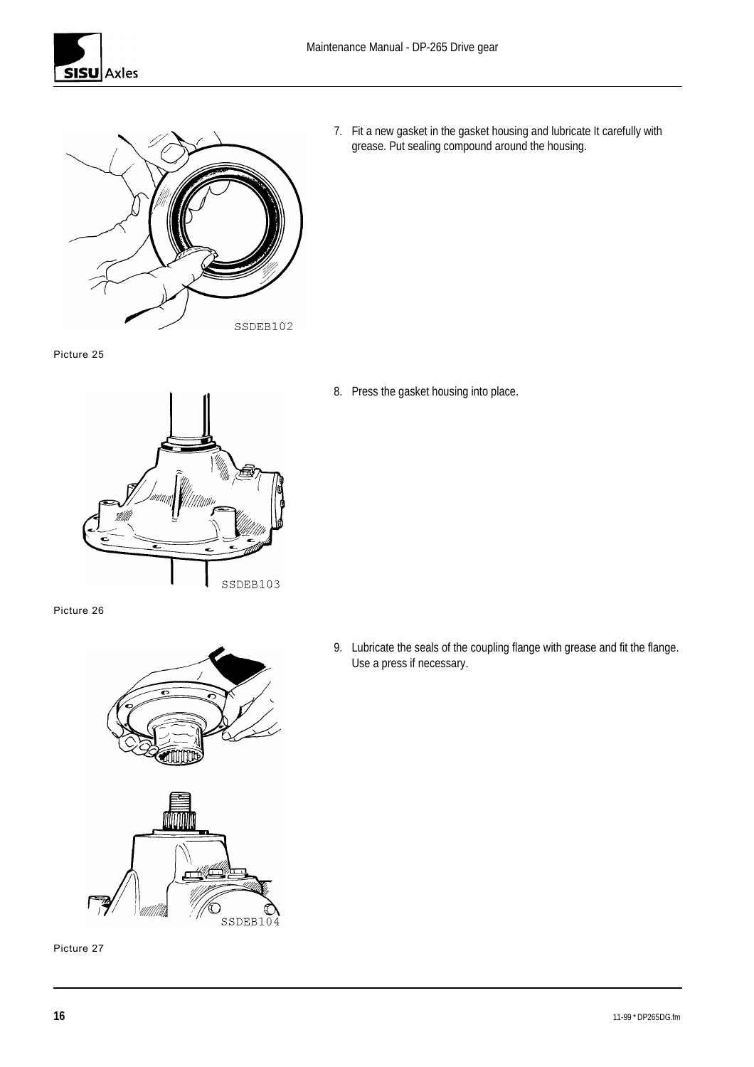Picture 25

7. Fit a new gasket in the gasket housing and lubricate It carefully with grease. Put sealing compound around the housing.

Picture 26

8. Press the gasket housing into place.

Picture 27

9. Lubricate the seals of the coupling flange with grease and fit the flange. Use a press if necessary.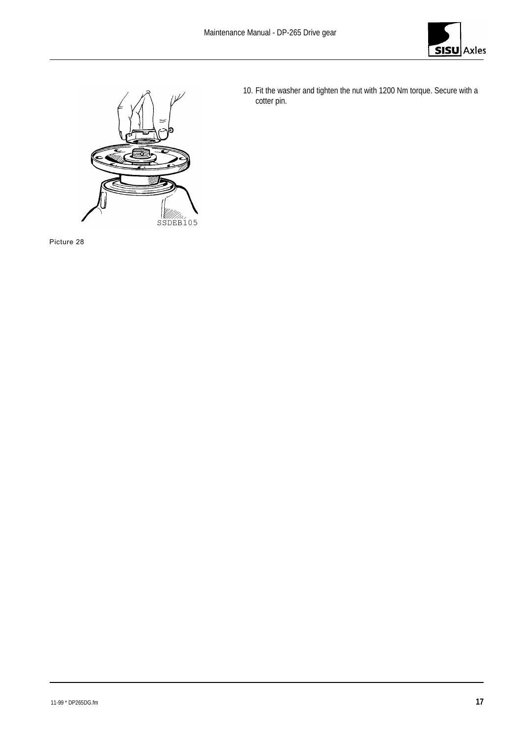Picture 28

10. Fit the washer and tighten the nut with 1200 Nm torque. Secure with a cotter pin.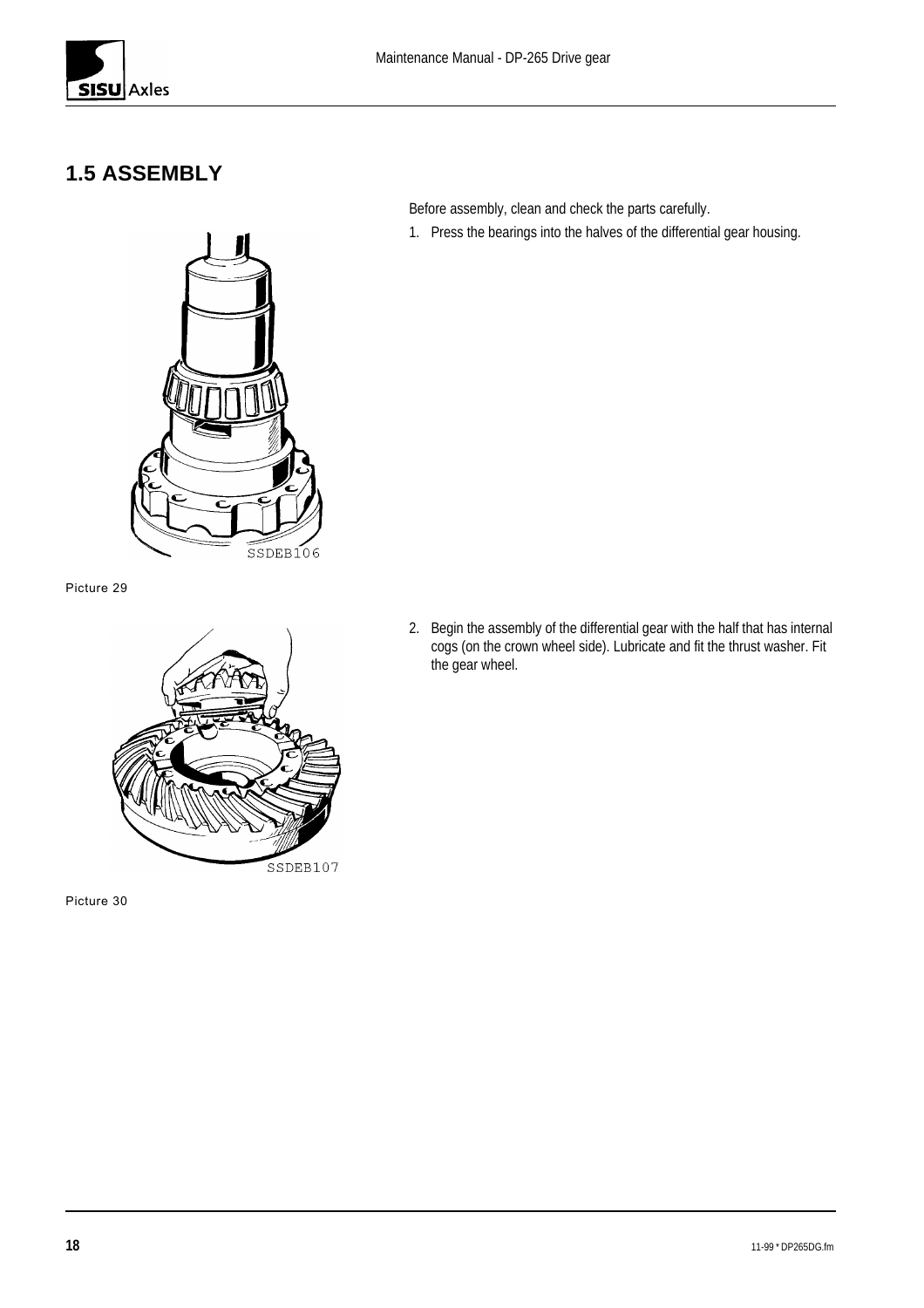## 1.5 ASSEMBLY

Before assembly, clean and check the parts carefully.

1. Press the bearings into the halves of the differential gear housing.

SSDEB106

Picture 29

2. Begin the assembly of the differential gear with the half that has internal cogs (on the crown wheel side). Lubricate and fit the thrust washer. Fit the gear wheel.

SSDEB107

Picture 30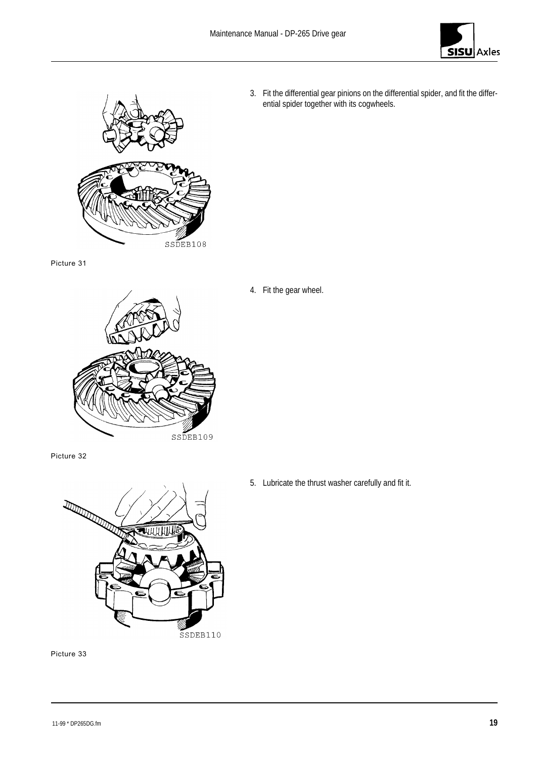3. Fit the differential gear pinions on the differential spider, and fit the differential spider together with its cogwheels.

SSDEB108

Picture 31

4. Fit the gear wheel.

SSDEB109

Picture 32

5. Lubricate the thrust washer carefully and fit it.

SSDEB110

Picture 33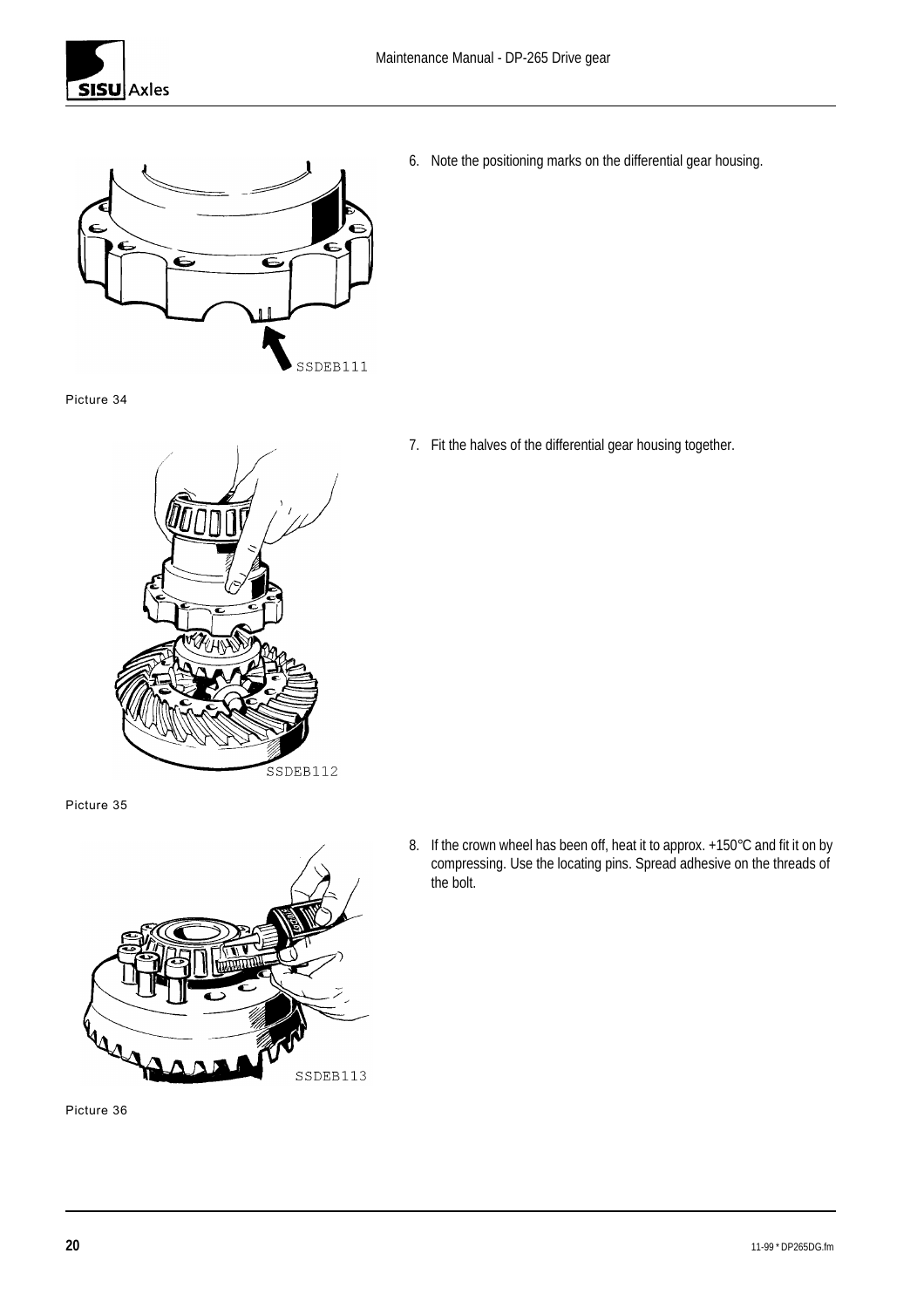Picture 34

6. Note the positioning marks on the differential gear housing.

Picture 35

7. Fit the halves of the differential gear housing together.

Picture 36

8. If the crown wheel has been off, heat it to approx. +150°C and fit it on by compressing. Use the locating pins. Spread adhesive on the threads of the bolt.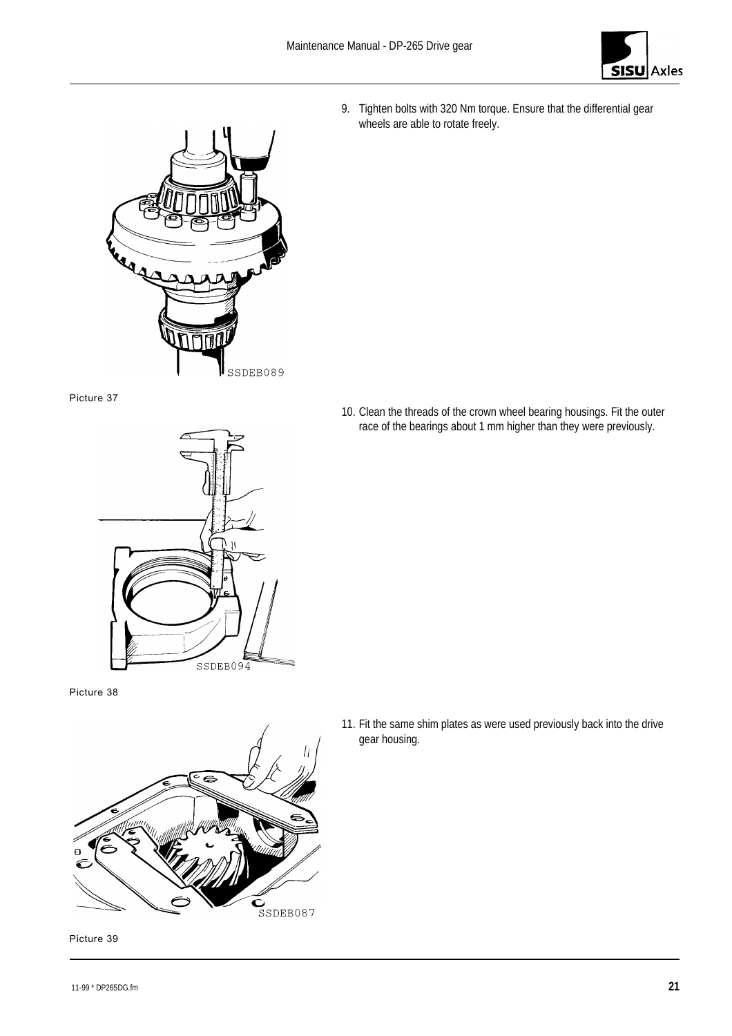9. Tighten bolts with 320 Nm torque. Ensure that the differential gear wheels are able to rotate freely.

SSDEB089

Picture 37

10. Clean the threads of the crown wheel bearing housings. Fit the outer race of the bearings about 1 mm higher than they were previously.

SSDEB094

Picture 38

11. Fit the same shim plates as were used previously back into the drive gear housing.

SSDEB087

Picture 39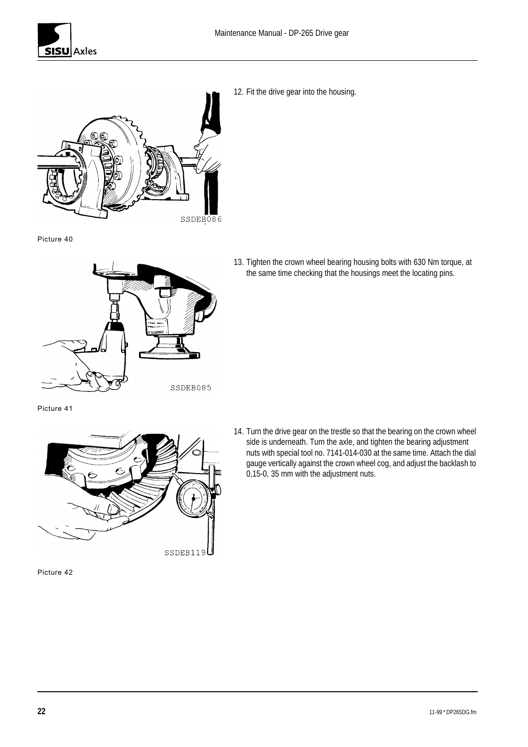12. Fit the drive gear into the housing.

Picture 40

13. Tighten the crown wheel bearing housing bolts with 630 Nm torque, at the same time checking that the housings meet the locating pins.

Picture 41

14. Turn the drive gear on the trestle so that the bearing on the crown wheel side is underneath. Turn the axle, and tighten the bearing adjustment nuts with special tool no. 7141-014-030 at the same time. Attach the dial gauge vertically against the crown wheel cog, and adjust the backlash to 0,15-0, 35 mm with the adjustment nuts.

Picture 42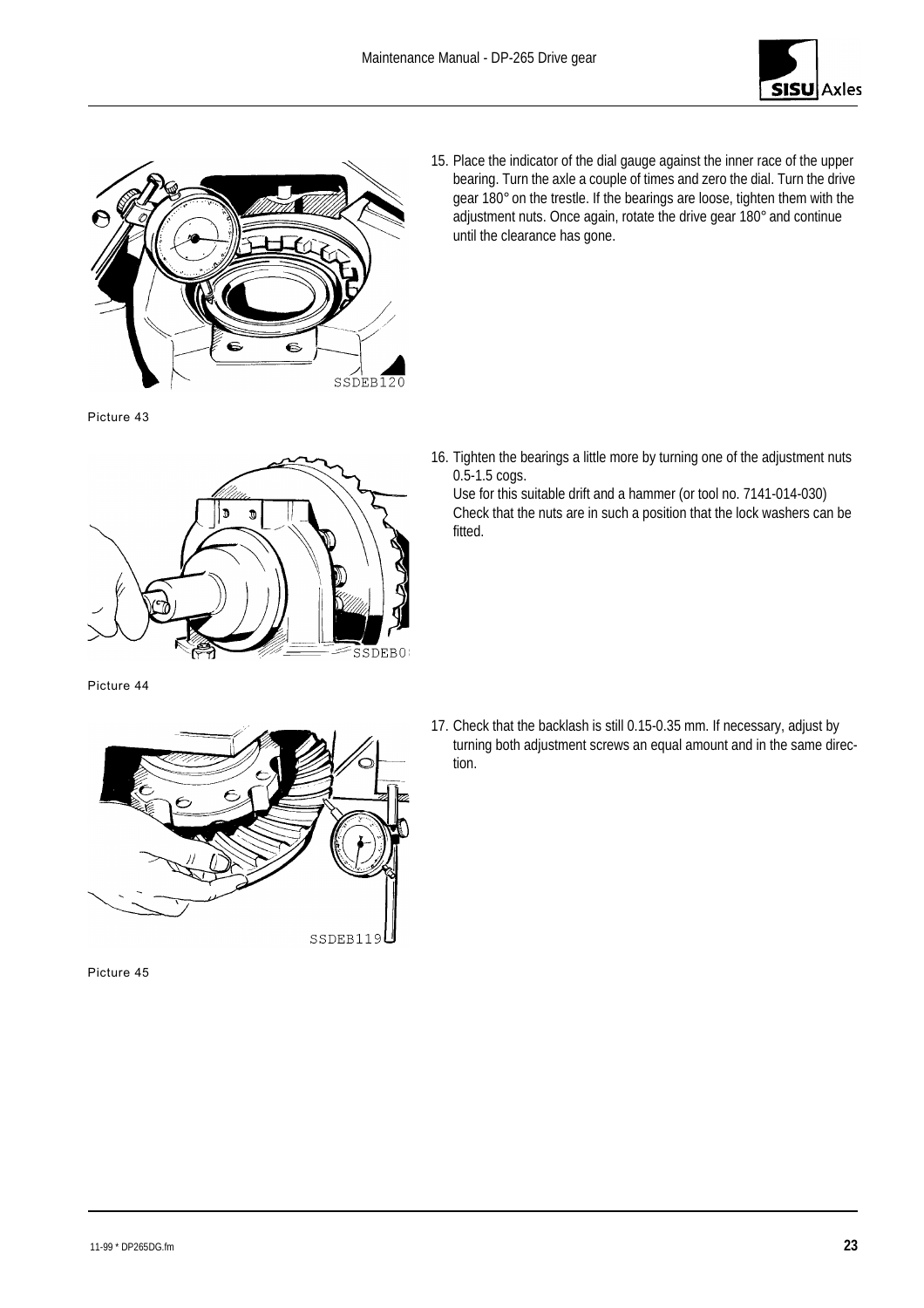Picture 43

15. Place the indicator of the dial gauge against the inner race of the upper bearing. Turn the axle a couple of times and zero the dial. Turn the drive gear 180° on the trestle. If the bearings are loose, tighten them with the adjustment nuts. Once again, rotate the drive gear 180° and continue until the clearance has gone.

Picture 44

16. Tighten the bearings a little more by turning one of the adjustment nuts 0.5-1.5 cogs.
    Use for this suitable drift and a hammer (or tool no. 7141-014-030)
    Check that the nuts are in such a position that the lock washers can be fitted.

Picture 45

17. Check that the backlash is still 0.15-0.35 mm. If necessary, adjust by turning both adjustment screws an equal amount and in the same direction.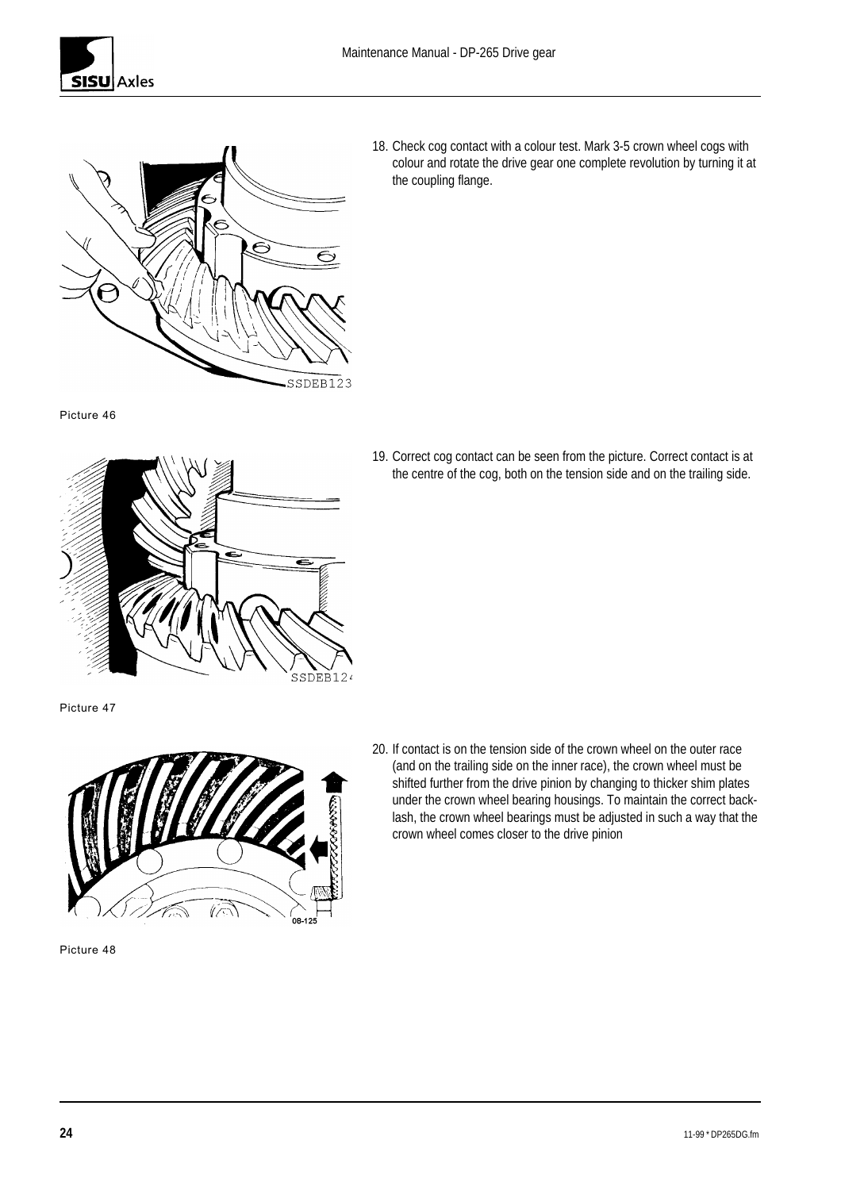18. Check cog contact with a colour test. Mark 3-5 crown wheel cogs with colour and rotate the drive gear one complete revolution by turning it at the coupling flange.

Picture 46

19. Correct cog contact can be seen from the picture. Correct contact is at the centre of the cog, both on the tension side and on the trailing side.

Picture 47

20. If contact is on the tension side of the crown wheel on the outer race (and on the trailing side on the inner race), the crown wheel must be shifted further from the drive pinion by changing to thicker shim plates under the crown wheel bearing housings. To maintain the correct backlash, the crown wheel bearings must be adjusted in such a way that the crown wheel comes closer to the drive pinion

Picture 48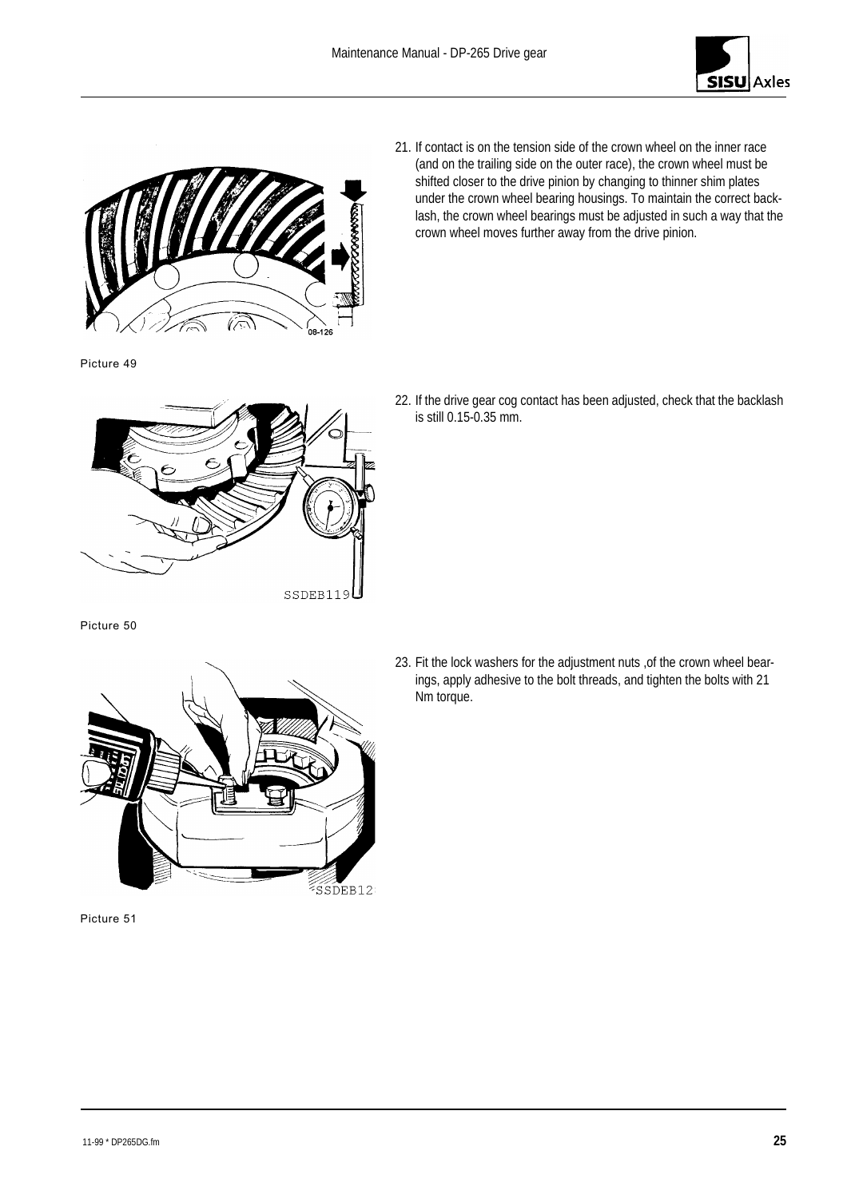21. If contact is on the tension side of the crown wheel on the inner race (and on the trailing side on the outer race), the crown wheel must be shifted closer to the drive pinion by changing to thinner shim plates under the crown wheel bearing housings. To maintain the correct backlash, the crown wheel bearings must be adjusted in such a way that the crown wheel moves further away from the drive pinion.

Picture 49

22. If the drive gear cog contact has been adjusted, check that the backlash is still 0.15-0.35 mm.

Picture 50

23. Fit the lock washers for the adjustment nuts ,of the crown wheel bearings, apply adhesive to the bolt threads, and tighten the bolts with 21 Nm torque.

Picture 51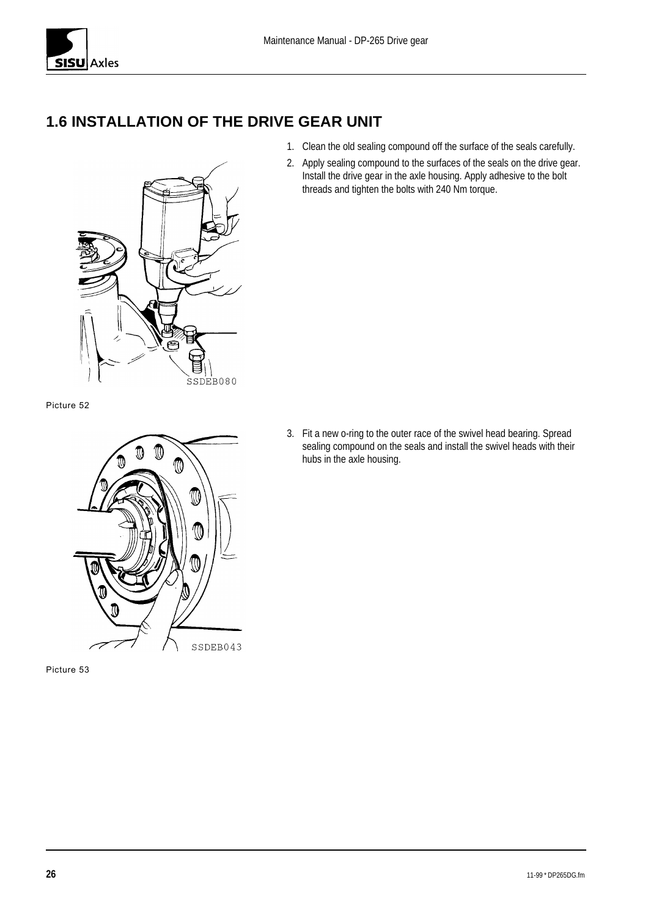## 1.6 INSTALLATION OF THE DRIVE GEAR UNIT

SSDEB080

Picture 52

1. Clean the old sealing compound off the surface of the seals carefully.
2. Apply sealing compound to the surfaces of the seals on the drive gear. Install the drive gear in the axle housing. Apply adhesive to the bolt threads and tighten the bolts with 240 Nm torque.

SSDEB043

Picture 53

3. Fit a new o-ring to the outer race of the swivel head bearing. Spread sealing compound on the seals and install the swivel heads with their hubs in the axle housing.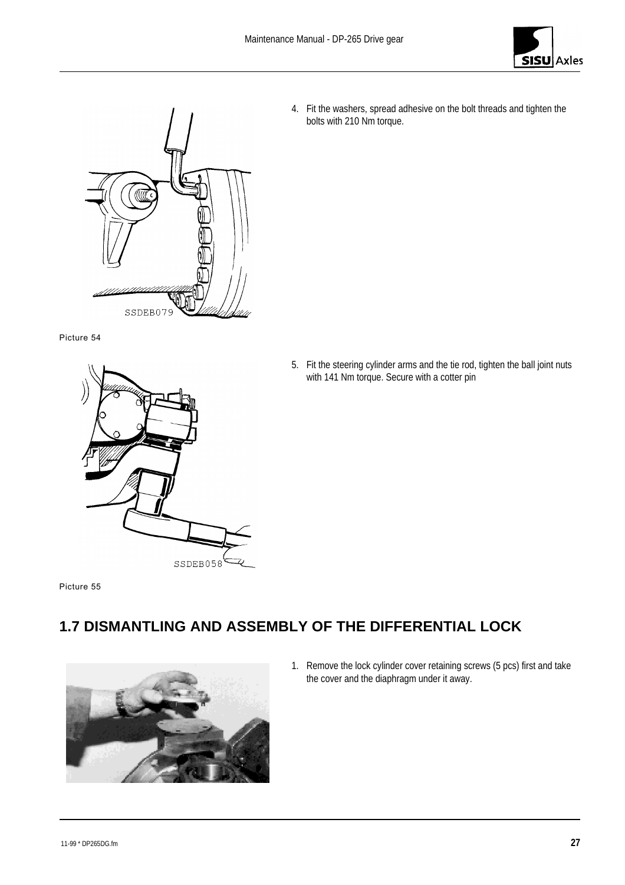4. Fit the washers, spread adhesive on the bolt threads and tighten the bolts with 210 Nm torque.

Picture 54

5. Fit the steering cylinder arms and the tie rod, tighten the ball joint nuts with 141 Nm torque. Secure with a cotter pin

Picture 55

## 1.7 DISMANTLING AND ASSEMBLY OF THE DIFFERENTIAL LOCK

1. Remove the lock cylinder cover retaining screws (5 pcs) first and take the cover and the diaphragm under it away.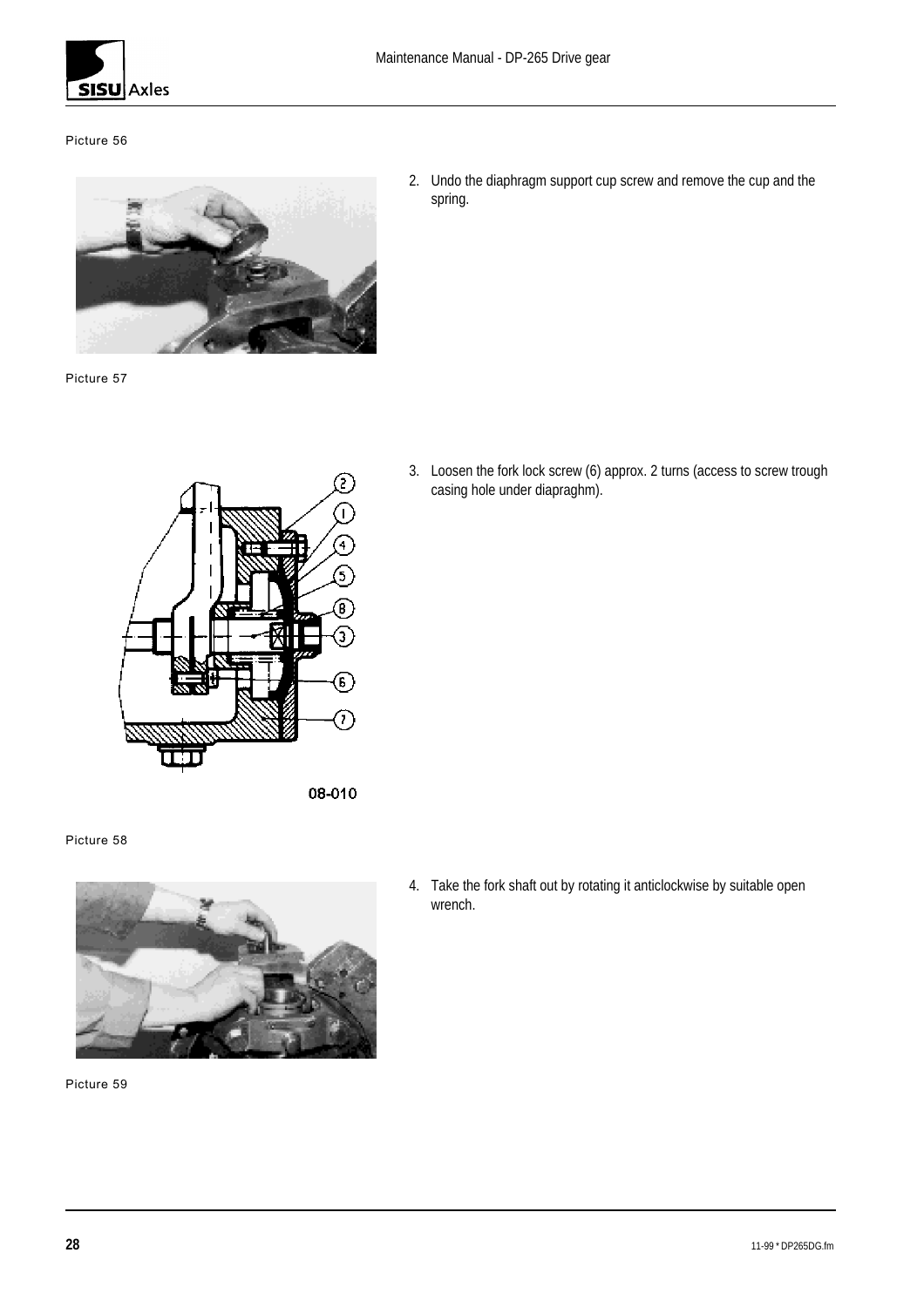Picture 56

2. Undo the diaphragm support cup screw and remove the cup and the spring.

Picture 57

3. Loosen the fork lock screw (6) approx. 2 turns (access to screw trough casing hole under diapraghm).

08-010

Picture 58

4. Take the fork shaft out by rotating it anticlockwise by suitable open wrench.

Picture 59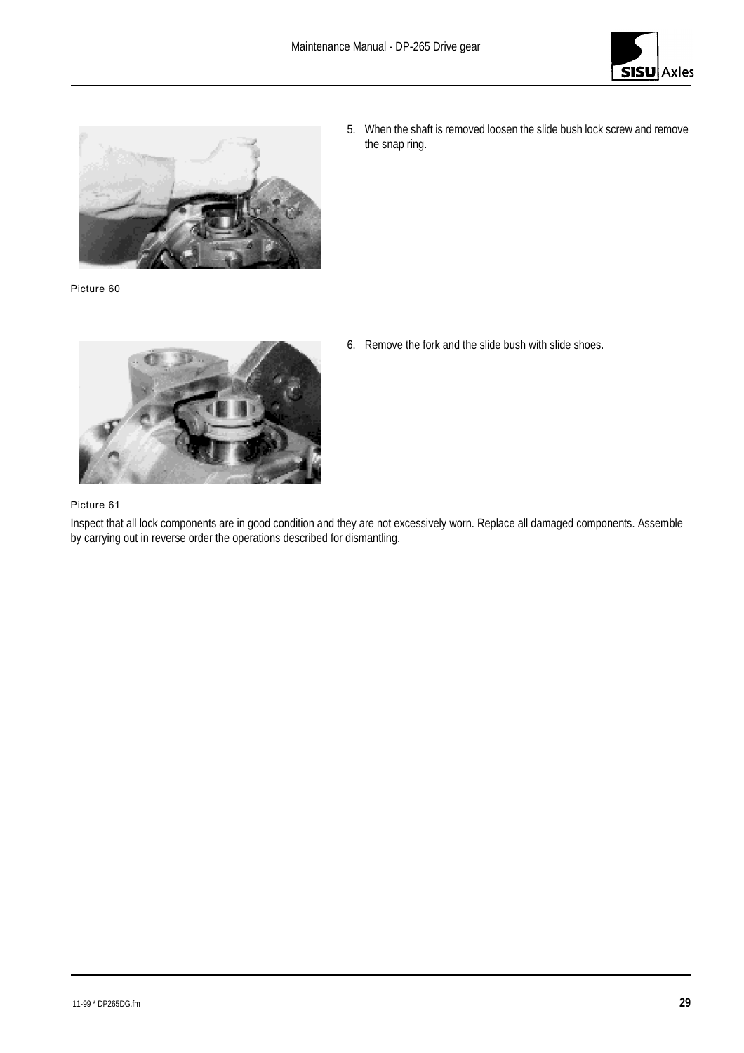5. When the shaft is removed loosen the slide bush lock screw and remove the snap ring.

Picture 60

6. Remove the fork and the slide bush with slide shoes.

Picture 61

Inspect that all lock components are in good condition and they are not excessively worn. Replace all damaged components. Assemble by carrying out in reverse order the operations described for dismantling.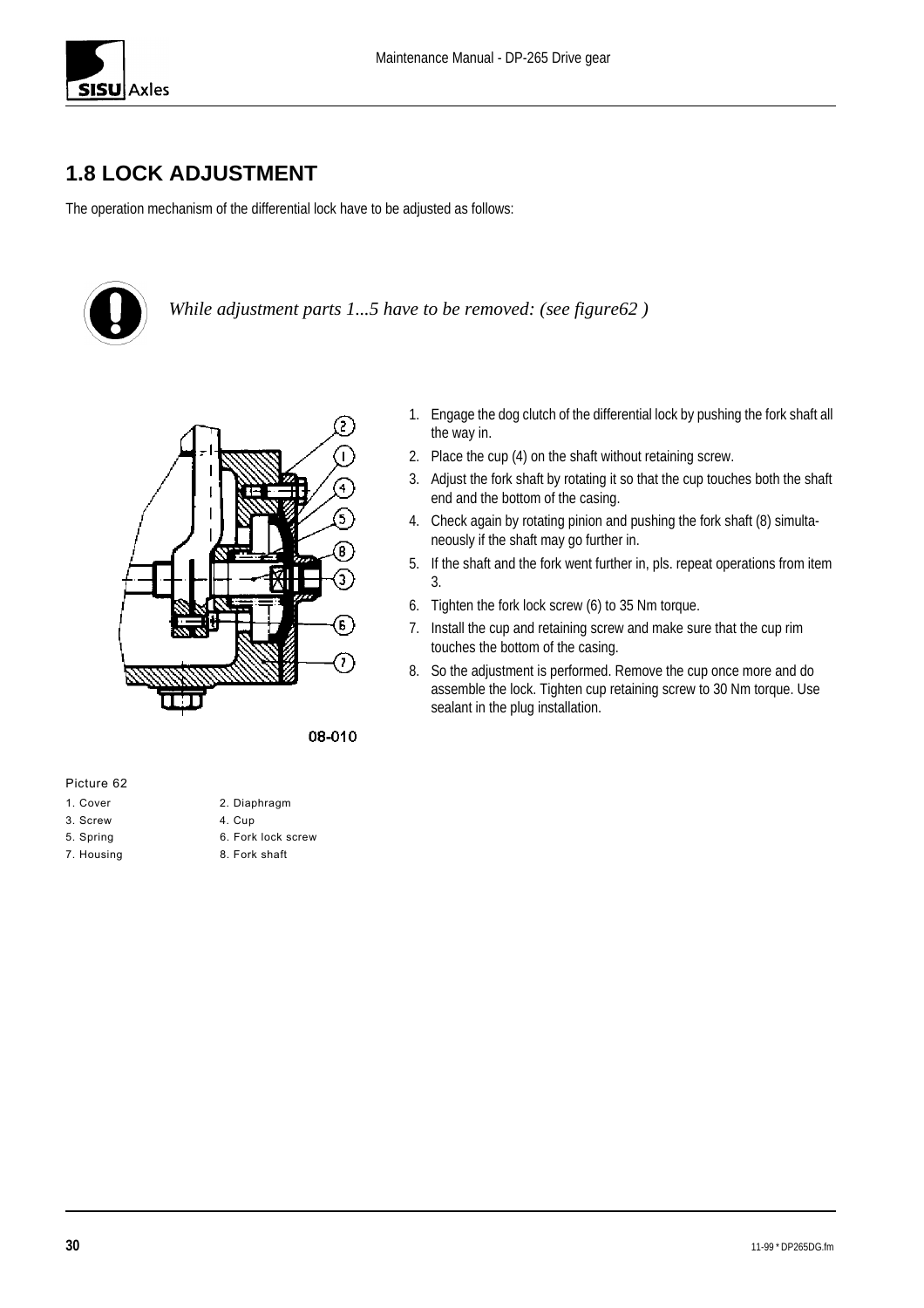## 1.8 LOCK ADJUSTMENT

The operation mechanism of the differential lock have to be adjusted as follows:

*While adjustment parts 1...5 have to be removed: (see figure62 )*

1. Engage the dog clutch of the differential lock by pushing the fork shaft all the way in.
2. Place the cup (4) on the shaft without retaining screw.
3. Adjust the fork shaft by rotating it so that the cup touches both the shaft end and the bottom of the casing.
4. Check again by rotating pinion and pushing the fork shaft (8) simultaneously if the shaft may go further in.
5. If the shaft and the fork went further in, pls. repeat operations from item 3.
6. Tighten the fork lock screw (6) to 35 Nm torque.
7. Install the cup and retaining screw and make sure that the cup rim touches the bottom of the casing.
8. So the adjustment is performed. Remove the cup once more and do assemble the lock. Tighten cup retaining screw to 30 Nm torque. Use sealant in the plug installation.

08-010

Picture 62

| | |
|---|---|
| 1. Cover | 2. Diaphragm |
| 3. Screw | 4. Cup |
| 5. Spring | 6. Fork lock screw |
| 7. Housing | 8. Fork shaft |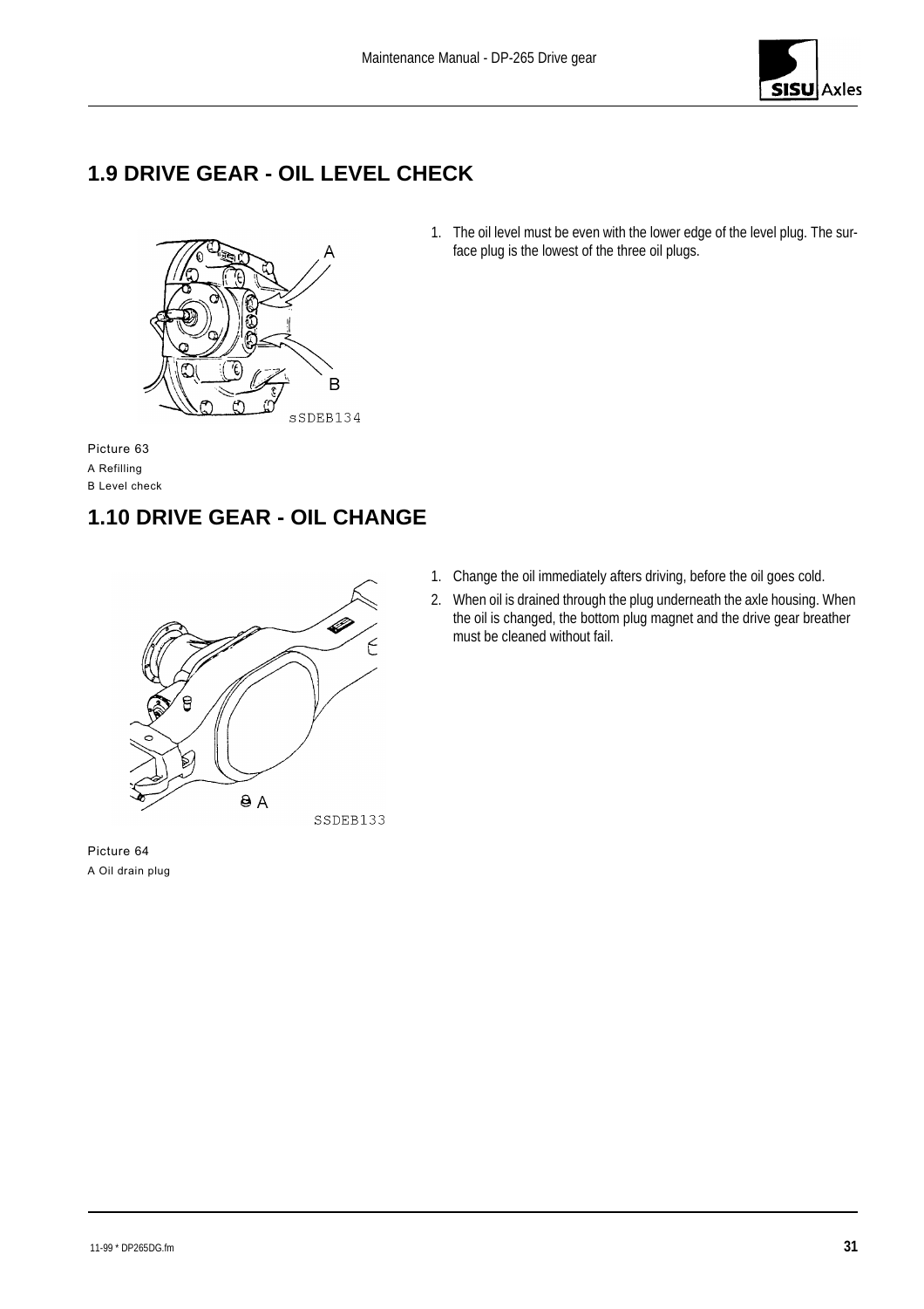## 1.9 DRIVE GEAR - OIL LEVEL CHECK

1. The oil level must be even with the lower edge of the level plug. The surface plug is the lowest of the three oil plugs.

Picture 63
A Refilling
B Level check

## 1.10 DRIVE GEAR - OIL CHANGE

1. Change the oil immediately afters driving, before the oil goes cold.
2. When oil is drained through the plug underneath the axle housing. When the oil is changed, the bottom plug magnet and the drive gear breather must be cleaned without fail.

Picture 64
A Oil drain plug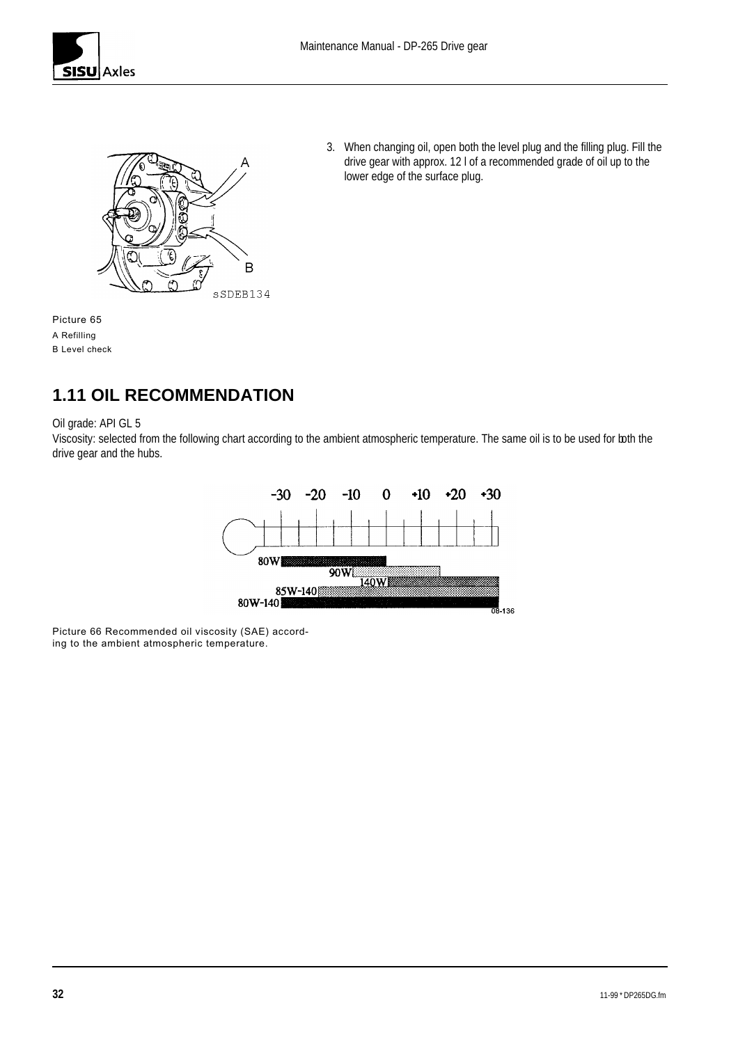3. When changing oil, open both the level plug and the filling plug. Fill the drive gear with approx. 12 l of a recommended grade of oil up to the lower edge of the surface plug.

Picture 65
A Refilling
B Level check

## 1.11 OIL RECOMMENDATION

Oil grade: API GL 5

Viscosity: selected from the following chart according to the ambient atmospheric temperature. The same oil is to be used for both the drive gear and the hubs.

Picture 66 Recommended oil viscosity (SAE) according to the ambient atmospheric temperature.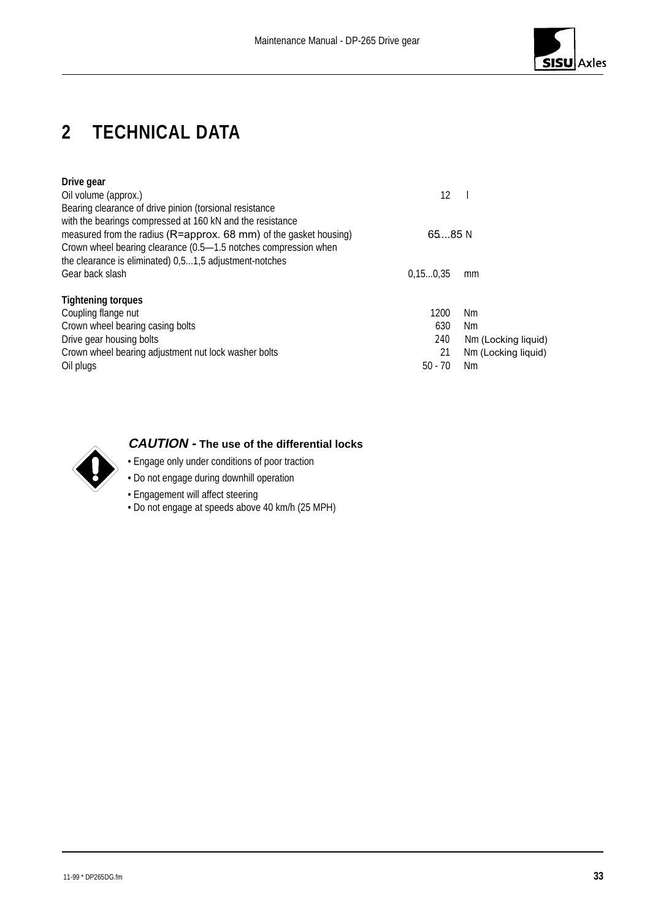## 2 TECHNICAL DATA

| | | |
|---|---|---|
| **Drive gear** | | |
| Oil volume (approx.) | 12 | l |
| Bearing clearance of drive pinion (torsional resistance with the bearings compressed at 160 kN and the resistance measured from the radius (R=approx. 68 mm) of the gasket housing) | 65....85 | N |
| Crown wheel bearing clearance (0.5—1.5 notches compression when the clearance is eliminated) 0,5...1,5 adjustment-notches | | |
| Gear back slash | 0,15...0,35 | mm |
| **Tightening torques** | | |
| Coupling flange nut | 1200 | Nm |
| Crown wheel bearing casing bolts | 630 | Nm |
| Drive gear housing bolts | 240 | Nm (Locking liquid) |
| Crown wheel bearing adjustment nut lock washer bolts | 21 | Nm (Locking liquid) |
| Oil plugs | 50 - 70 | Nm |

***CAUTION -*** **The use of the differential locks**

- Engage only under conditions of poor traction
- Do not engage during downhill operation
- Engagement will affect steering
- Do not engage at speeds above 40 km/h (25 MPH)